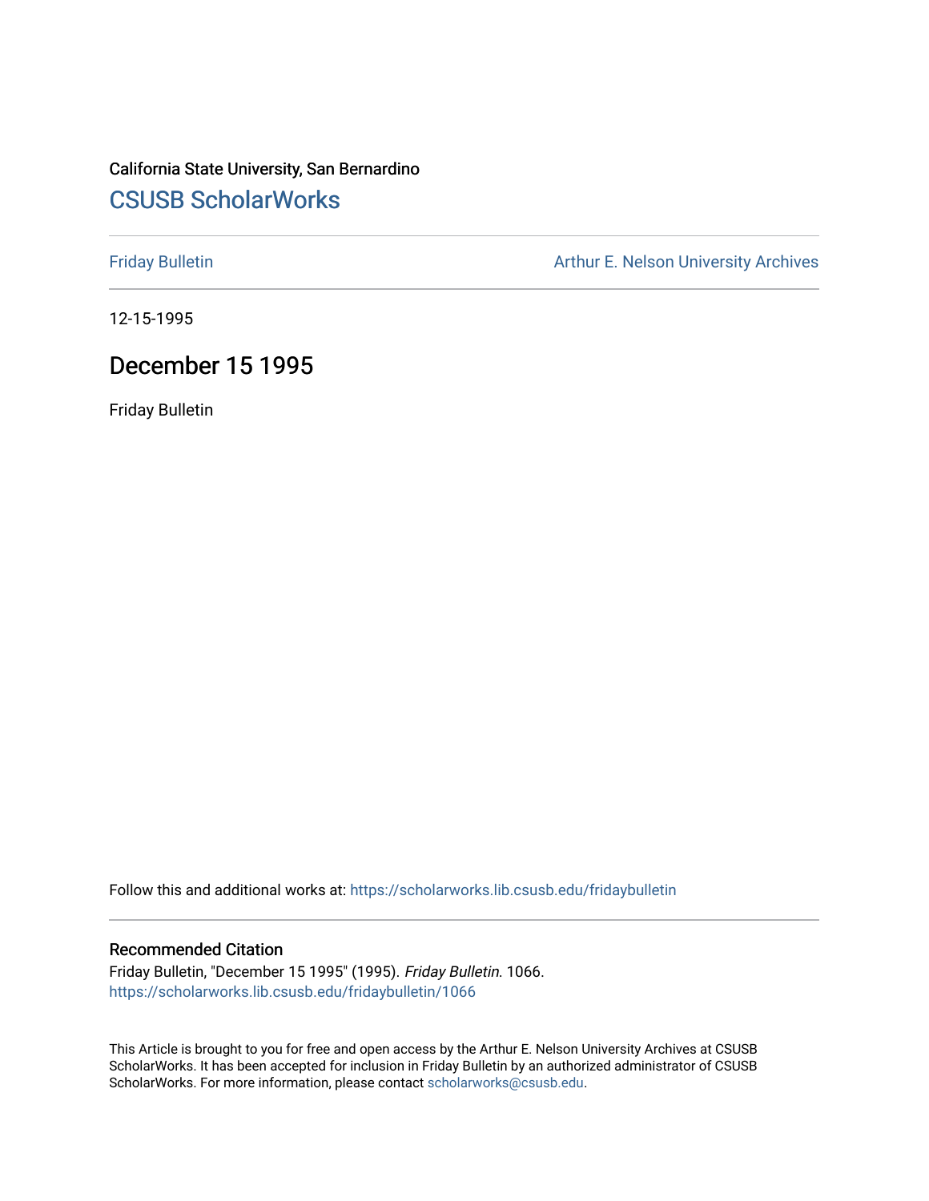California State University, San Bernardino

CSUSB ScholarWorks

Friday Bulletin

Arthur E. Nelson University Archives

12-15-1995

# December 15 1995

Friday Bulletin

Follow this and additional works at: https://scholarworks.lib.csusb.edu/fridaybulletin

## Recommended Citation

Friday Bulletin, "December 15 1995" (1995). *Friday Bulletin*. 1066.
https://scholarworks.lib.csusb.edu/fridaybulletin/1066

This Article is brought to you for free and open access by the Arthur E. Nelson University Archives at CSUSB ScholarWorks. It has been accepted for inclusion in Friday Bulletin by an authorized administrator of CSUSB ScholarWorks. For more information, please contact scholarworks@csusb.edu.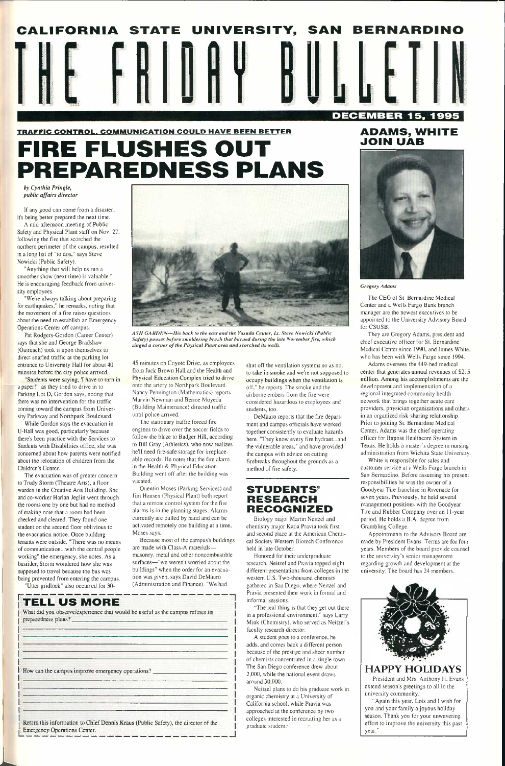# CALIFORNIA STATE UNIVERSITY, SAN BERNARDINO

# THE FRIDAY BULLETIN

**DECEMBER 15, 1995**

**TRAFFIC CONTROL, COMMUNICATION COULD HAVE BEEN BETTER**

## FIRE FLUSHES OUT PREPAREDNESS PLANS

*by Cynthia Pringle, public affairs director*

If any good can come from a disaster, it's being better prepared the next time.

A mid-afternoon meeting of Public Safety and Physical Plant staff on Nov. 27, following the fire that scorched the northern perimeter of the campus, resulted in a long list of "to dos," says Steve Nowicki (Public Safety).

"Anything that will help us run a smoother show (next time) is valuable." He is encouraging feedback from university employees.

"We're always talking about preparing for earthquakes," he remarks, noting that the movement of a fire raises questions about the need to establish an Emergency Operations Center off campus.

Pat Rodgers-Gordon (Career Center) says that she and George Bradshaw (Outreach) took it upon themselves to direct snarled traffic at the parking lot entrance to University Hall for about 40 minutes before the city police arrived.

"Students were saying, 'I have to turn in a paper!'" as they tried to drive in to Parking Lot D, Gordon says, noting that there was no intervention for the traffic coming toward the campus from University Parkway and Northpark Boulevard.

While Gordon says the evacuation in U-Hall was good, particularly because there's been practice with the Services to Students with Disabilities office, she was concerned about how parents were notified about the relocation of children from the Children's Center.

The evacuation was of greater concern to Trudy Storm (Theatre Arts), a floor warden in the Creative Arts Building. She and co-worker Harlan Jeglin went through the rooms one by one but had no method of making note that a room had been checked and cleared. They found one student on the second floor oblivious to the evacuation notice. Once building tenants were outside, "There was no means of communication...with the central people working" the emergency, she notes. As a busrider, Storm wondered how she was supposed to travel because the bus was being prevented from entering the campus.

"Utter gridlock" also occurred for 30-45 minutes on Coyote Drive, as employees from Jack Brown Hall and the Health and Physical Education Complex tried to drive onto the artery to Northpark Boulevard. Nancy Pennington (Mathematics) reports Marvin Newman and Bernie Moyeda (Building Maintenance) directed traffic until police arrived.

The stationary traffic forced fire engines to drive over the soccer fields to follow the blaze to Badger Hill, according to Bill Gray (Athletics), who now realizes he'll need fire-safe storage for irreplaceable records. He notes that the fire alarm in the Health & Physical Education Building went off after the building was vacated.

Quentin Moses (Parking Services) and Jim Hansen (Physical Plant) both report that a remote control system for the fire alarms is in the planning stages. Alarms currently are pulled by hand and can be activated remotely one building at a time, Moses says.

Because most of the campus's buildings are made with Class-A materials—masonry, metal and other noncombustible surfaces—"we weren't worried about the buildings" when the order for an evacuation was given, says David DeMauro (Administration and Finance). "We had shut off the ventilation systems so as not to take in smoke and we're not supposed to occupy buildings when the ventilation is off," he reports. The smoke and the airborne embers from the fire were considered hazardous to employees and students, too.

DeMauro reports that the fire department and campus officials have worked together consistently to evaluate hazards here. "They know every fire hydrant...and the vulnerable areas," and have provided the campus with advice on cutting firebreaks throughout the grounds as a method of fire safety.

*ASH GARDEN—His back to the east and the Yasuda Center, Lt. Steve Nowicki (Public Safety) pauses before smoldering brush that burned during the late November fire, which singed a corner of the Physical Plant area and scorched its walls.*

### TELL US MORE

What did you observe/experience that would be useful as the campus refines its preparedness plans? ____________________

How can the campus improve emergency operations? ____________________

Return this information to Chief Dennis Kraus (Public Safety), the director of the Emergency Operations Center.

## STUDENTS' RESEARCH RECOGNIZED

Biology major Martin Neitzel and chemistry major Katia Pravia took first and second place at the American Chemical Society Western Biotech Conference held in late October.

Honored for their undergraduate research, Neitzel and Pravia topped eight different presentations from colleges in the western U.S. Two-thousand chemists gathered in San Diego, where Neitzel and Pravia presented their work in formal and informal sessions.

"The real thing is that they get out there in a professional environment," says Larry Mink (Chemistry), who served as Neitzel's faculty research director.

A student goes to a conference, he adds, and comes back a different person because of the prestige and sheer number of chemists concentrated in a single town. The San Diego conference drew about 2,000, while the national event draws around 30,000.

Neitzel plans to do his graduate work in organic chemistry at a University of California school, while Pravia was approached at the conference by two colleges interested in recruiting her as a graduate student.

## ADAMS, WHITE JOIN UAB

*Gregory Adams*

The CEO of St. Bernardine Medical Center and a Wells Fargo Bank branch manager are the newest executives to be appointed to the University Advisory Board for CSUSB.

They are Gregory Adams, president and chief executive officer for St. Bernardine Medical Center since 1990, and James White, who has been with Wells Fargo since 1994.

Adams oversees the 449-bed medical center that generates annual revenues of $215 million. Among his accomplishments are the development and implementation of a regional integrated community health network that brings together acute care providers, physician organizations and others in an organized risk-sharing relationship. Prior to joining St. Bernardine Medical Center, Adams was the chief operating officer for Baptist Healthcare System in Texas. He holds a master's degree in nursing administration from Wichita State University.

White is responsible for sales and customer service at a Wells Fargo branch in San Bernardino. Before assuming his present responsibilities he was the owner of a Goodyear Tire franchise in Riverside for seven years. Previously, he held several management positions with the Goodyear Tire and Rubber Company over an 11-year period. He holds a B.A. degree from Grambling College.

Appointments to the Advisory Board are made by President Evans. Terms are for four years. Members of the board provide counsel to the university's senior management regarding growth and development at the university. The board has 24 members.

## HAPPY HOLIDAYS

President and Mrs. Anthony H. Evans extend season's greetings to all in the university community.

"Again this year, Lois and I wish for you and your family a joyous holiday season. Thank you for your unwavering effort to improve the university this past year."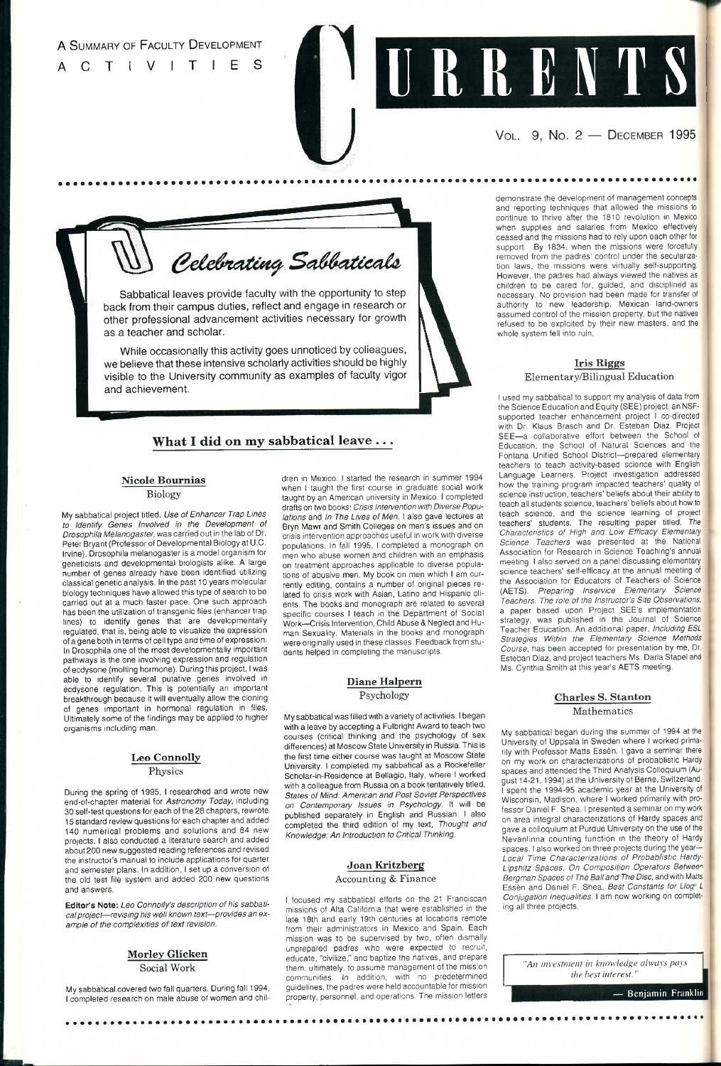A SUMMARY OF FACULTY DEVELOPMENT ACTIVITIES

# CURRENTS

VOL. 9, NO. 2 — DECEMBER 1995

## Celebrating Sabbaticals

Sabbatical leaves provide faculty with the opportunity to step back from their campus duties, reflect and engage in research or other professional advancement activities necessary for growth as a teacher and scholar.

While occasionally this activity goes unnoticed by colleagues, we believe that these intensive scholarly activities should be highly visible to the University community as examples of faculty vigor and achievement.

## What I did on my sabbatical leave . . .

### Nicole Bournias
Biology

My sabbatical project titled, *Use of Enhancer Trap Lines to Identify Genes Involved in the Development of Drosophila Melanogaster*, was carried out in the lab of Dr. Peter Bryant (Professor of Developmental Biology at U.C. Irvine). Drosophila melanogaster is a model organism for geneticists and developmental biologists alike. A large number of genes already have been identified utilizing classical genetic analysis. In the past 10 years molecular biology techniques have allowed this type of search to be carried out at a much faster pace. One such approach has been the utilization of transgenic flies (enhancer trap lines) to identify genes that are developmentally regulated, that is, being able to visualize the expression of a gene both in terms of cell type and time of expression. In Drosophila one of the most developmentally important pathways is the one involving expression and regulation of ecdysone (molting hormone). During this project, I was able to identify several putative genes involved in ecdysone regulation. This is potentially an important breakthrough because it will eventually allow the cloning of genes important in hormonal regulation in flies. Ultimately some of the findings may be applied to higher organisms including man.

### Leo Connolly
Physics

During the spring of 1995, I researched and wrote new end-of-chapter material for *Astronomy Today*, including 30 self-test questions for each of the 28 chapters, rewrote 15 standard review questions for each chapter and added 140 numerical problems and solutions and 84 new projects. I also conducted a literature search and added about 200 new suggested reading references and revised the instructor's manual to include applications for quarter and semester plans. In addition, I set up a conversion of the old test file system and added 200 new questions and answers.

**Editor's Note:** *Leo Connolly's description of his sabbatical project—revising his well known text—provides an example of the complexities of text revision.*

### Morley Glicken
Social Work

My sabbatical covered two fall quarters. During fall 1994, I completed research on male abuse of women and children in Mexico. I started the research in summer 1994 when I taught the first course in graduate social work taught by an American university in Mexico. I completed drafts on two books: *Crisis Intervention with Diverse Populations* and *In The Lives of Men*. I also gave lectures at Bryn Mawr and Smith Colleges on men's issues and on crisis intervention approaches useful in work with diverse populations. In fall 1995, I completed a monograph on men who abuse women and children with an emphasis on treatment approaches applicable to diverse populations of abusive men. My book on men which I am currently editing, contains a number of original pieces related to crisis work with Asian, Latino and Hispanic clients. The books and monograph are related to several specific courses I teach in the Department of Social Work—Crisis Intervention, Child Abuse & Neglect and Human Sexuality. Materials in the books and monograph were originally used in these classes. Feedback from students helped in completing the manuscripts.

### Diane Halpern
Psychology

My sabbatical was filled with a variety of activities. I began with a leave by accepting a Fulbright Award to teach two courses (critical thinking and the psychology of sex differences) at Moscow State University in Russia. This is the first time either course was taught at Moscow State University. I completed my sabbatical as a Rockefeller Scholar-in-Residence at Bellagio, Italy, where I worked with a colleague from Russia on a book tentatively titled, *States of Mind: American and Post Soviet Perspectives on Contemporary Issues in Psychology*. It will be published separately in English and Russian. I also completed the third edition of my text, *Thought and Knowledge: An Introduction to Critical Thinking*.

### Joan Kritzberg
Accounting & Finance

I focused my sabbatical efforts on the 21 Franciscan missions of Alta California that were established in the late 18th and early 19th centuries at locations remote from their administrators in Mexico and Spain. Each mission was to be supervised by two, often dismally unprepared padres who were expected to recruit, educate, "civilize," and baptize the natives, and prepare them, ultimately, to assume management of the mission communities. In addition, with no predetermined guidelines, the padres were held accountable for mission property, personnel, and operations. The mission letters demonstrate the development of management concepts and reporting techniques that allowed the missions to continue to thrive after the 1810 revolution in Mexico when supplies and salaries from Mexico effectively ceased and the missions had to rely upon each other for support. By 1834, when the missions were forcefully removed from the padres' control under the secularization laws, the missions were virtually self-supporting. However, the padres had always viewed the natives as children to be cared for, guided, and disciplined as necessary. No provision had been made for transfer of authority to new leadership. Mexican land-owners assumed control of the mission property, but the natives refused to be exploited by their new masters, and the whole system fell into ruin.

### Iris Riggs
Elementary/Bilingual Education

I used my sabbatical to support my analysis of data from the Science Education and Equity (SEE) project, an NSF-supported teacher enhancement project I co-directed with Dr. Klaus Brasch and Dr. Esteban Diaz. Project SEE—a collaborative effort between the School of Education, the School of Natural Sciences and the Fontana Unified School District—prepared elementary teachers to teach activity-based science with English Language Learners. Project investigation addressed how the training program impacted teachers' quality of science instruction, teachers' beliefs about their ability to teach all students science, teachers' beliefs about how to teach science, and the science learning of project teachers' students. The resulting paper titled, *The Characteristics of High and Low Efficacy Elementary Science Teachers* was presented at the National Association for Research in Science Teaching's annual meeting. I also served on a panel discussing elementary science teachers' self-efficacy at the annual meeting of the Association for Educators of Teachers of Science (AETS). *Preparing Inservice Elementary Science Teachers: The role of the Instructor's Site Observations*, a paper based upon Project SEE's implementation strategy, was published in the Journal of Science Teacher Education. An additional paper, *Including ESL Strategies Within the Elementary Science Methods Course*, has been accepted for presentation by me, Dr. Esteban Diaz, and project teachers Ms. Darla Stapel and Ms. Cynthia Smith at this year's AETS meeting.

### Charles S. Stanton
Mathematics

My sabbatical began during the summer of 1994 at the University of Uppsala in Sweden where I worked primarily with Professor Matts Essén. I gave a seminar there on my work on characterizations of probablistic Hardy spaces and attended the Third Analysis Colloquium (August 14-21, 1994) at the University of Berne, Switzerland. I spent the 1994-95 academic year at the University of Wisconsin, Madison, where I worked primarily with professor Daniel F. Shea. I presented a seminar on my work on area integral characterizations of Hardy spaces and gave a colloquium at Purdue University on the use of the Nevanlinna counting function in the theory of Hardy spaces. I also worked on three projects during the year—*Local Time Characterizations of Probablistic Hardy-Lipshitz Spaces, On Composition Operators Between Bergman Spaces of The Ball and The Disc*, and with Matts Essèn and Daniel F. Shea, *Best Constants for Llog L Conjugation Inequalities*. I am now working on completing all three projects.

> "An investment in knowledge always pays the best interest."
>
> — Benjamin Franklin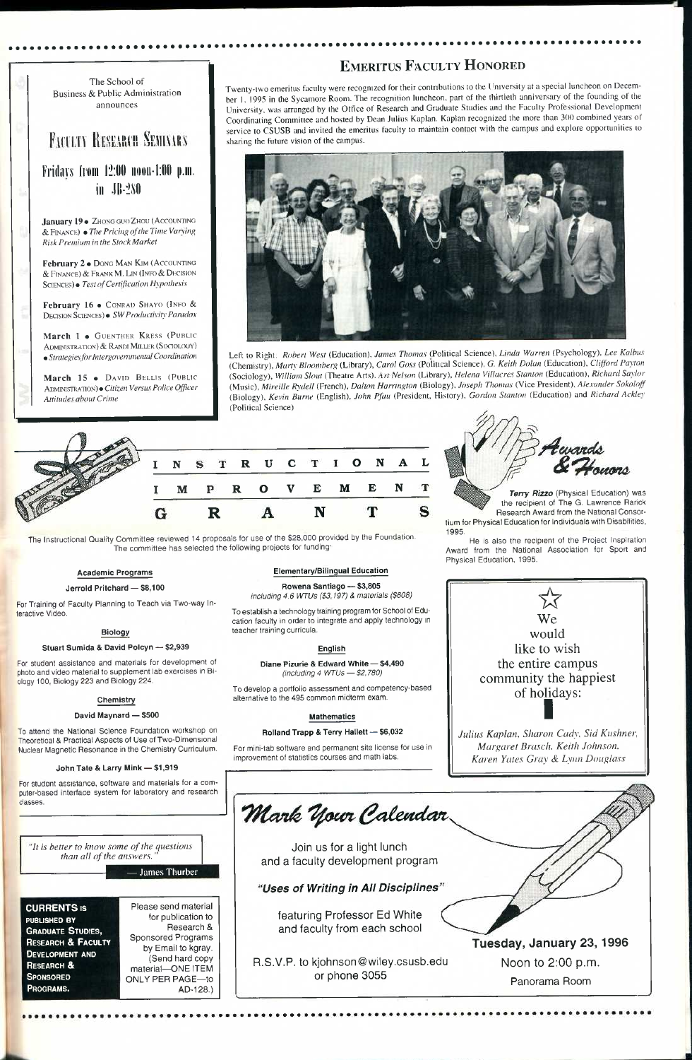The School of Business & Public Administration announces

## Faculty Research Seminars

### Fridays from 12:00 noon-1:00 p.m. in JB-280

**January 19** • Zhong Guo Zhou (Accounting & Finance) • *The Pricing of the Time Varying Risk Premium in the Stock Market*

**February 2** • Dong Man Kim (Accounting & Finance) & Frank M. Lin (Info & Decision Sciences) • *Test of Certification Hypothesis*

**February 16** • Conrad Shayo (Info & Decision Sciences) • *SW Productivity Paradox*

**March 1** • Guenther Kress (Public Administration) & Randi Miller (Sociology) • *Strategies for Intergovernmental Coordination*

**March 15** • David Bellis (Public Administration) • *Citizen Versus Police Officer Attitudes about Crime*

## Emeritus Faculty Honored

Twenty-two emeritus faculty were recognized for their contributions to the University at a special luncheon on December 1, 1995 in the Sycamore Room. The recognition luncheon, part of the thirtieth anniversary of the founding of the University, was arranged by the Office of Research and Graduate Studies and the Faculty Professional Development Coordinating Committee and hosted by Dean Julius Kaplan. Kaplan recognized the more than 300 combined years of service to CSUSB and invited the emeritus faculty to maintain contact with the campus and explore opportunities to sharing the future vision of the campus.

Left to Right: *Robert West* (Education), *James Thomas* (Political Science), *Linda Warren* (Psychology), *Lee Kalbus* (Chemistry), *Marty Bloomberg* (Library), *Carol Goss* (Political Science), *G. Keith Dolan* (Education), *Clifford Payton* (Sociology), *William Slout* (Theatre Arts), *Art Nelson* (Library), *Helena Villacres Stanton* (Education), *Richard Saylor* (Music), *Mireille Rydell* (French), *Dalton Harrington* (Biology), *Joseph Thomas* (Vice President), *Alexander Sokoloff* (Biology), *Kevin Burne* (English), *John Pfau* (President, History), *Gordon Stanton* (Education) and *Richard Ackley* (Political Science)

## Instructional Improvement Grants

The Instructional Quality Committee reviewed 14 proposals for use of the $28,000 provided by the Foundation. The committee has selected the following projects for funding:

### Academic Programs

**Jerrold Pritchard — $8,100**

For Training of Faculty Planning to Teach via Two-way Interactive Video.

### Biology

**Stuart Sumida & David Polcyn — $2,939**

For student assistance and materials for development of photo and video material to supplement lab exercises in Biology 100, Biology 223 and Biology 224.

### Chemistry

**David Maynard — $500**

To attend the National Science Foundation workshop on Theoretical & Practical Aspects of Use of Two-Dimensional Nuclear Magnetic Resonance in the Chemistry Curriculum.

**John Tate & Larry Mink — $1,919**

For student assistance, software and materials for a computer-based interface system for laboratory and research classes.

### Elementary/Bilingual Education

**Rowena Santiago — $3,805**
*including 4.6 WTUs ($3,197) & materials ($608)*

To establish a technology training program for School of Education faculty in order to integrate and apply technology in teacher training curricula.

### English

**Diane Pizurie & Edward White — $4,490**
*(including 4 WTUs — $2,780)*

To develop a portfolio assessment and competency-based alternative to the 495 common midterm exam.

### Mathematics

**Rolland Trapp & Terry Hallett — $6,032**

For mini-tab software and permanent site license for use in improvement of statistics courses and math labs.

## Awards & Honors

**Terry Rizzo** (Physical Education) was the recipient of The G. Lawrence Rarick Research Award from the National Consortium for Physical Education for Individuals with Disabilities, 1995.

He is also the recipient of the Project Inspiration Award from the National Association for Sport and Physical Education, 1995.

We would like to wish the entire campus community the happiest of holidays:

*Julius Kaplan, Sharon Cady, Sid Kushner, Margaret Brasch, Keith Johnson, Karen Yates Gray & Lynn Douglass*

*"It is better to know some of the questions than all of the answers."*

— James Thurber

## Mark Your Calendar

Join us for a light lunch and a faculty development program

***"Uses of Writing in All Disciplines"***

featuring Professor Ed White and faculty from each school

R.S.V.P. to kjohnson@wiley.csusb.edu or phone 3055

**Tuesday, January 23, 1996**

Noon to 2:00 p.m.

Panorama Room

**CURRENTS is published by Graduate Studies, Research & Faculty Development and Research & Sponsored Programs.**

Please send material for publication to Research & Sponsored Programs by Email to kgray. (Send hard copy material—ONE ITEM ONLY PER PAGE—to AD-128.)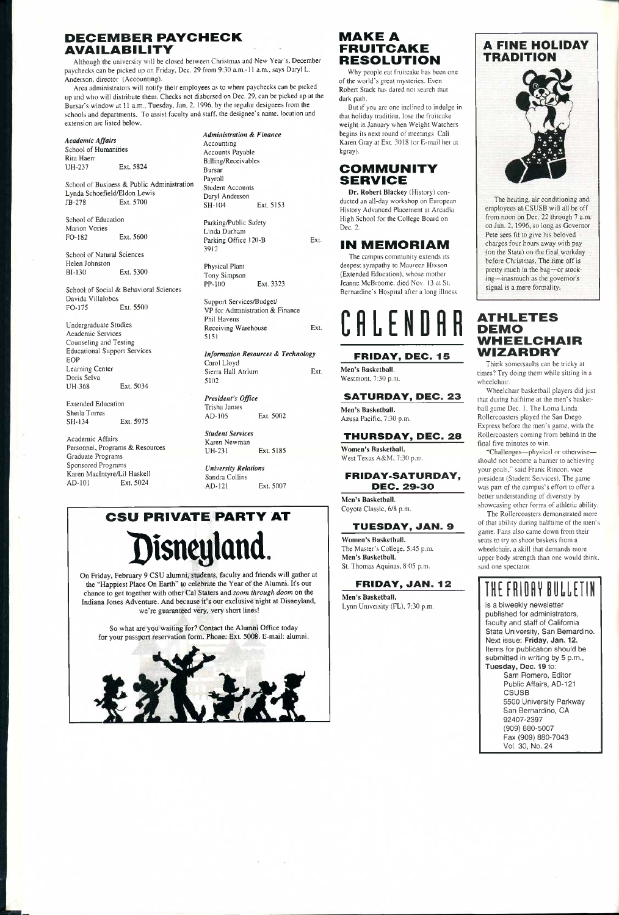## DECEMBER PAYCHECK AVAILABILITY

Although the university will be closed between Christmas and New Year's, December paychecks can be picked up on Friday, Dec. 29 from 9:30 a.m.-11 a.m., says Daryl L. Anderson, director (Accounting).

Area administrators will notify their employees as to where paychecks can be picked up and who will distribute them. Checks not disbursed on Dec. 29, can be picked up at the Bursar's window at 11 a.m., Tuesday, Jan. 2, 1996, by the regular designees from the schools and departments. To assist faculty and staff, the designee's name, location and extension are listed below.

*Academic Affairs*

School of Humanities
Rita Haerr
UH-237 Ext. 5824

School of Business & Public Administration
Lynda Schoefield/Eldon Lewis
JB-278 Ext. 5700

School of Education
Marion Vories
FO-182 Ext. 5600

School of Natural Sciences
Helen Johnston
BI-130 Ext. 5300

School of Social & Behavioral Sciences
Davida Villalobos
FO-175 Ext. 5500

Undergraduate Studies
Academic Services
Counseling and Testing
Educational Support Services
EOP
Learning Center
Doris Selva
UH-368 Ext. 5034

Extended Education
Sheila Torres
SH-134 Ext. 5975

Academic Affairs
Personnel, Programs & Resources
Graduate Programs
Sponsored Programs
Karen MacIntyre/Lil Haskell
AD-101 Ext. 5024

*Administration & Finance*

Accounting
Accounts Payable
Billing/Receivables
Bursar
Payroll
Student Accounts
Daryl Anderson
SH-104 Ext. 5153

Parking/Public Safety
Linda Durham
Parking Office 120-B Ext. 3912

Physical Plant
Tony Simpson
PP-100 Ext. 3323

Support Services/Budget/
VP for Administration & Finance
Phil Havens
Receiving Warehouse Ext. 5151

*Information Resources & Technology*

Carol Lloyd
Sierra Hall Atrium Ext. 5102

*President's Office*

Trisha James
AD-105 Ext. 5002

*Student Services*

Karen Newman
UH-231 Ext. 5185

*University Relations*

Sandra Collins
AD-121 Ext. 5007

## CSU PRIVATE PARTY AT Disneyland.

On Friday, February 9 CSU alumni, students, faculty and friends will gather at the "Happiest Place On Earth" to celebrate the Year of the Alumni. It's our chance to get together with other Cal Staters and *zoom through doom* on the Indiana Jones Adventure. And because it's our exclusive night at Disneyland, we're guaranteed very, very short lines!

So what are you waiting for? Contact the Alumni Office today for your passport reservation form. Phone: Ext. 5008. E-mail: alumni.

## MAKE A FRUITCAKE RESOLUTION

Why people eat fruitcake has been one of the world's great mysteries. Even Robert Stack has dared not search that dark path.

But if you are one inclined to indulge in that holiday tradition, lose the fruitcake weight in January when Weight Watchers begins its next round of meetings. Call Karen Gray at Ext. 3018 (or E-mail her at kgray).

## COMMUNITY SERVICE

**Dr. Robert Blackey** (History) conducted an all-day workshop on European History Advanced Placement at Arcadia High School for the College Board on Dec. 2.

## IN MEMORIAM

The campus community extends its deepest sympathy to Maureen Hixson (Extended Education), whose mother Jeanne McBroome, died Nov. 13 at St. Bernardine's Hospital after a long illness.

# CALENDAR

### FRIDAY, DEC. 15

**Men's Basketball.**
Westmont, 7:30 p.m.

### SATURDAY, DEC. 23

**Men's Basketball.**
Azusa Pacific, 7:30 p.m.

### THURSDAY, DEC. 28

**Women's Basketball.**
West Texas A&M, 7:30 p.m.

### FRIDAY-SATURDAY, DEC. 29-30

**Men's Basketball.**
Coyote Classic, 6/8 p.m.

### TUESDAY, JAN. 9

**Women's Basketball.**
The Master's College, 5:45 p.m.
**Men's Basketball.**
St. Thomas Aquinas, 8:05 p.m.

### FRIDAY, JAN. 12

**Men's Basketball.**
Lynn University (FL), 7:30 p.m.

## A FINE HOLIDAY TRADITION

The heating, air conditioning and employees at CSUSB will all be off from noon on Dec. 22 through 7 a.m. on Jan. 2, 1996, so long as Governor Pete sees fit to give his beloved charges four hours away with pay (on the State) on the final workday before Christmas. The time off is pretty much in the bag—or stocking—inasmuch as the governor's signal is a mere formality.

## ATHLETES DEMO WHEELCHAIR WIZARDRY

Think somersaults can be tricky at times? Try doing them while sitting in a wheelchair.

Wheelchair basketball players did just that during halftime at the men's basketball game Dec. 1. The Loma Linda Rollercoasters played the San Diego Express before the men's game, with the Rollercoasters coming from behind in the final five minutes to win.

"Challenges—physical or otherwise—should not become a barrier to achieving your goals," said Frank Rincon, vice president (Student Services). The game was part of the campus's effort to offer a better understanding of diversity by showcasing other forms of athletic ability.

The Rollercoasters demonstrated more of that ability during halftime of the men's game. Fans also came down from their seats to try to shoot baskets from a wheelchair, a skill that demands more upper body strength than one would think, said one spectator.

# THE FRIDAY BULLETIN

is a biweekly newsletter published for administrators, faculty and staff of California State University, San Bernardino. Next issue: **Friday, Jan. 12.** Items for publication should be submitted in writing by 5 p.m., **Tuesday, Dec. 19** to:

Sam Romero, Editor
Public Affairs, AD-121
CSUSB
5500 University Parkway
San Bernardino, CA
92407-2397
(909) 880-5007
Fax (909) 880-7043
Vol. 30, No. 24